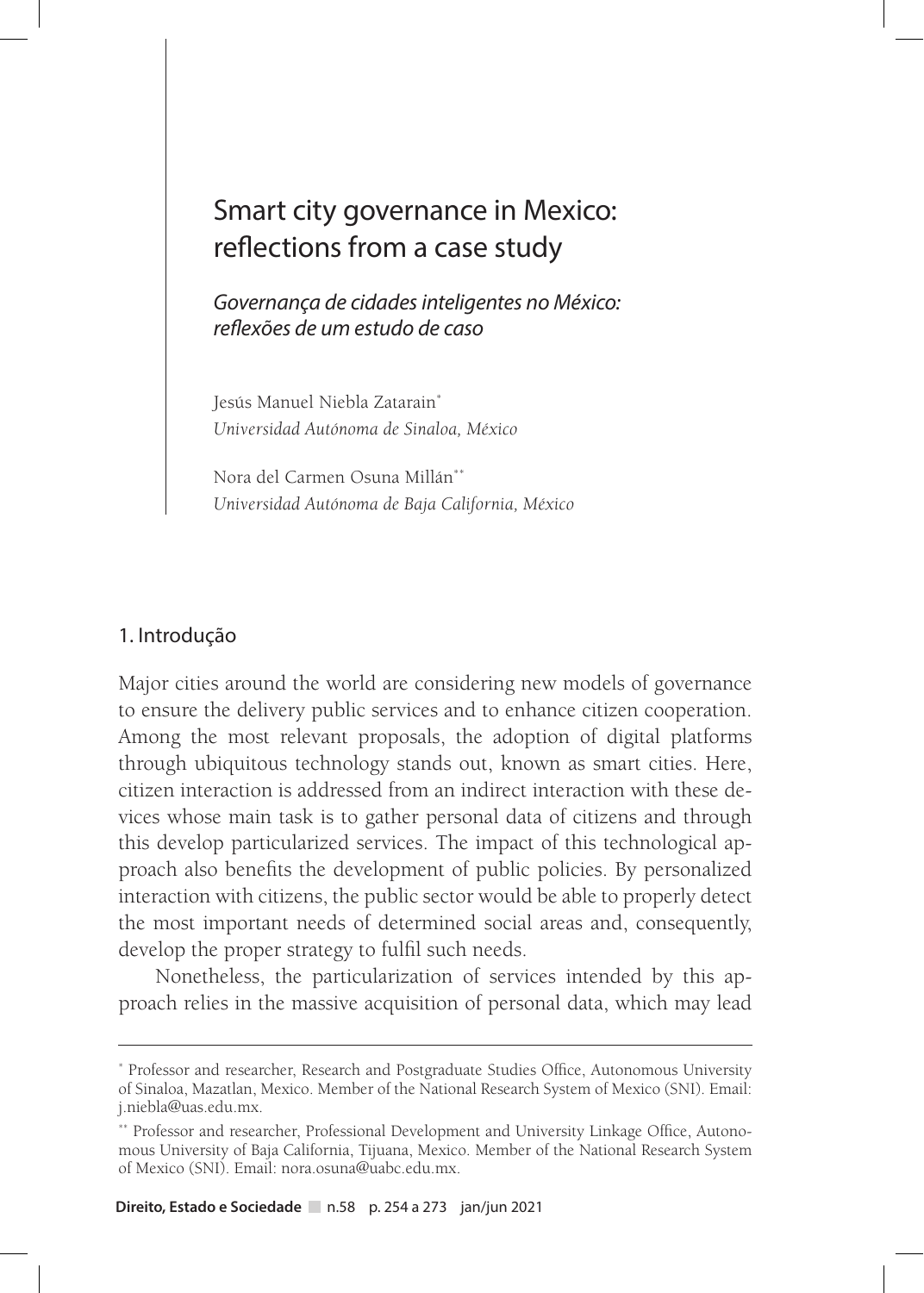# Smart city governance in Mexico: reflections from a case study

*Governança de cidades inteligentes no México: reflexões de um estudo de caso*

Jesús Manuel Niebla Zatarain[*]
*Universidad Autónoma de Sinaloa, México*

Nora del Carmen Osuna Millán[**]
*Universidad Autónoma de Baja California, México*

## 1. Introdução

Major cities around the world are considering new models of governance to ensure the delivery public services and to enhance citizen cooperation. Among the most relevant proposals, the adoption of digital platforms through ubiquitous technology stands out, known as smart cities. Here, citizen interaction is addressed from an indirect interaction with these devices whose main task is to gather personal data of citizens and through this develop particularized services. The impact of this technological approach also benefits the development of public policies. By personalized interaction with citizens, the public sector would be able to properly detect the most important needs of determined social areas and, consequently, develop the proper strategy to fulfil such needs.

Nonetheless, the particularization of services intended by this approach relies in the massive acquisition of personal data, which may lead

---

[*] Professor and researcher, Research and Postgraduate Studies Office, Autonomous University of Sinaloa, Mazatlan, Mexico. Member of the National Research System of Mexico (SNI). Email: j.niebla@uas.edu.mx.

[**] Professor and researcher, Professional Development and University Linkage Office, Autonomous University of Baja California, Tijuana, Mexico. Member of the National Research System of Mexico (SNI). Email: nora.osuna@uabc.edu.mx.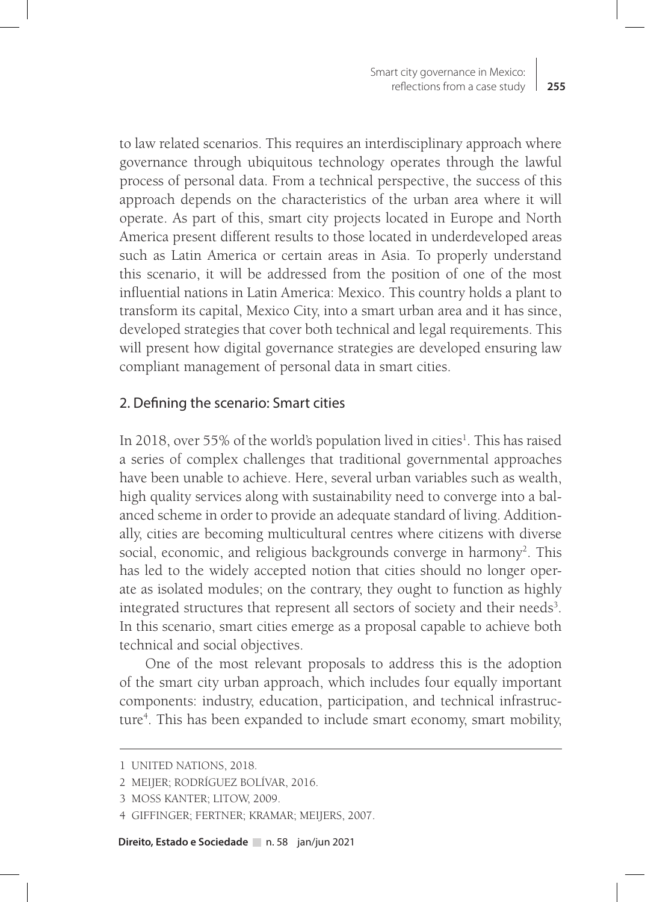to law related scenarios. This requires an interdisciplinary approach where governance through ubiquitous technology operates through the lawful process of personal data. From a technical perspective, the success of this approach depends on the characteristics of the urban area where it will operate. As part of this, smart city projects located in Europe and North America present different results to those located in underdeveloped areas such as Latin America or certain areas in Asia. To properly understand this scenario, it will be addressed from the position of one of the most influential nations in Latin America: Mexico. This country holds a plant to transform its capital, Mexico City, into a smart urban area and it has since, developed strategies that cover both technical and legal requirements. This will present how digital governance strategies are developed ensuring law compliant management of personal data in smart cities.

## 2. Defining the scenario: Smart cities

In 2018, over 55% of the world's population lived in cities[1]. This has raised a series of complex challenges that traditional governmental approaches have been unable to achieve. Here, several urban variables such as wealth, high quality services along with sustainability need to converge into a balanced scheme in order to provide an adequate standard of living. Additionally, cities are becoming multicultural centres where citizens with diverse social, economic, and religious backgrounds converge in harmony[2]. This has led to the widely accepted notion that cities should no longer operate as isolated modules; on the contrary, they ought to function as highly integrated structures that represent all sectors of society and their needs[3]. In this scenario, smart cities emerge as a proposal capable to achieve both technical and social objectives.

One of the most relevant proposals to address this is the adoption of the smart city urban approach, which includes four equally important components: industry, education, participation, and technical infrastructure[4]. This has been expanded to include smart economy, smart mobility,

---

1 UNITED NATIONS, 2018.

2 MEIJER; RODRÍGUEZ BOLÍVAR, 2016.

3 MOSS KANTER; LITOW, 2009.

4 GIFFINGER; FERTNER; KRAMAR; MEIJERS, 2007.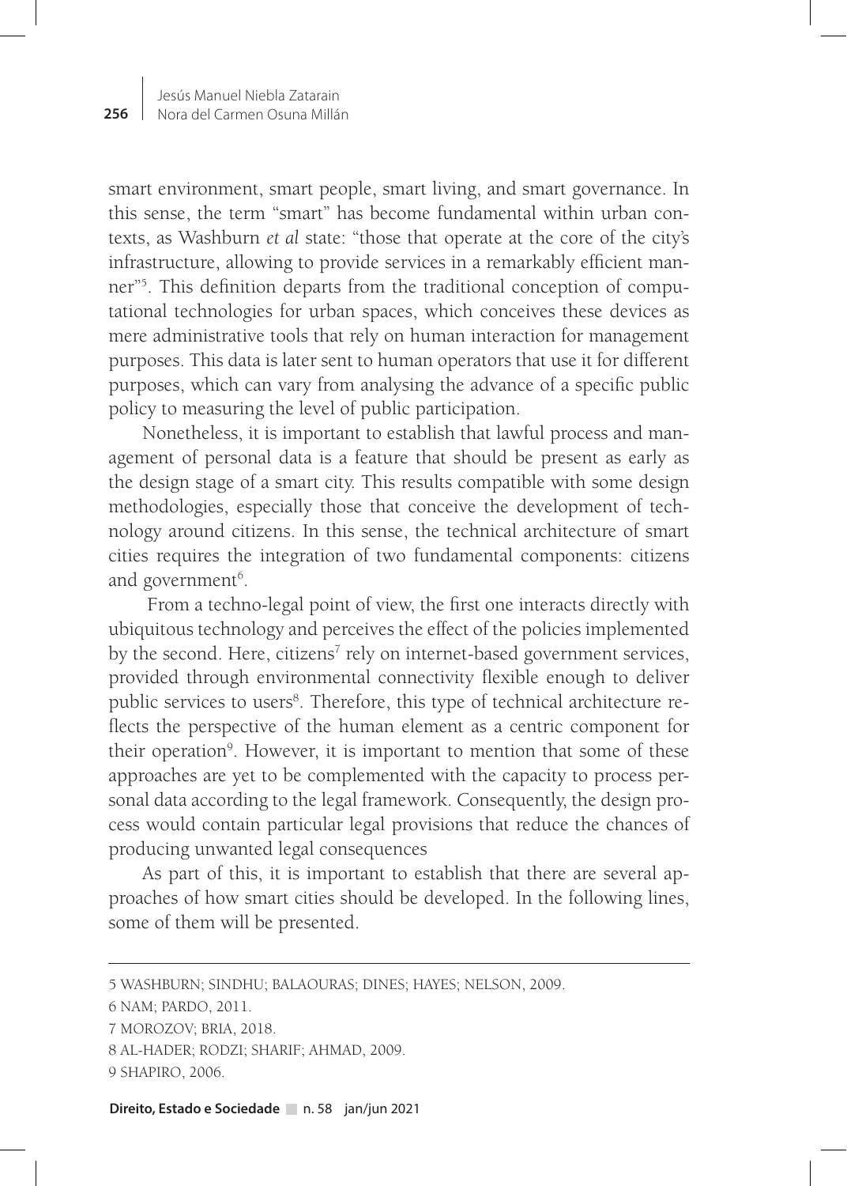smart environment, smart people, smart living, and smart governance. In this sense, the term "smart" has become fundamental within urban contexts, as Washburn *et al* state: "those that operate at the core of the city's infrastructure, allowing to provide services in a remarkably efficient manner"[5]. This definition departs from the traditional conception of computational technologies for urban spaces, which conceives these devices as mere administrative tools that rely on human interaction for management purposes. This data is later sent to human operators that use it for different purposes, which can vary from analysing the advance of a specific public policy to measuring the level of public participation.

Nonetheless, it is important to establish that lawful process and management of personal data is a feature that should be present as early as the design stage of a smart city. This results compatible with some design methodologies, especially those that conceive the development of technology around citizens. In this sense, the technical architecture of smart cities requires the integration of two fundamental components: citizens and government[6].

From a techno-legal point of view, the first one interacts directly with ubiquitous technology and perceives the effect of the policies implemented by the second. Here, citizens[7] rely on internet-based government services, provided through environmental connectivity flexible enough to deliver public services to users[8]. Therefore, this type of technical architecture reflects the perspective of the human element as a centric component for their operation[9]. However, it is important to mention that some of these approaches are yet to be complemented with the capacity to process personal data according to the legal framework. Consequently, the design process would contain particular legal provisions that reduce the chances of producing unwanted legal consequences

As part of this, it is important to establish that there are several approaches of how smart cities should be developed. In the following lines, some of them will be presented.

---

5 WASHBURN; SINDHU; BALAOURAS; DINES; HAYES; NELSON, 2009.

6 NAM; PARDO, 2011.

7 MOROZOV; BRIA, 2018.

8 AL-HADER; RODZI; SHARIF; AHMAD, 2009.

9 SHAPIRO, 2006.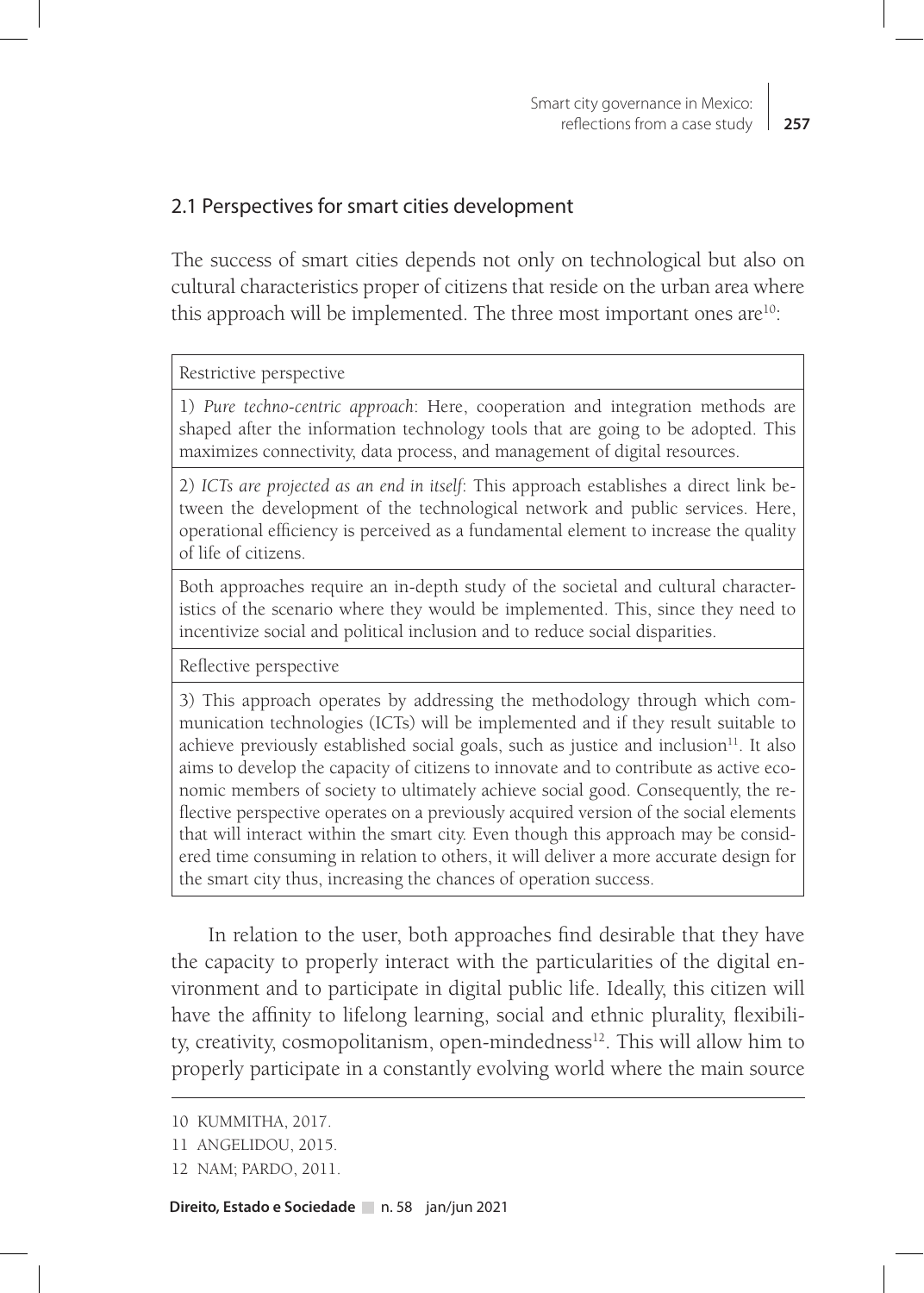## 2.1 Perspectives for smart cities development

The success of smart cities depends not only on technological but also on cultural characteristics proper of citizens that reside on the urban area where this approach will be implemented. The three most important ones are[10]:

| Restrictive perspective |
|---|
| 1) *Pure techno-centric approach*: Here, cooperation and integration methods are shaped after the information technology tools that are going to be adopted. This maximizes connectivity, data process, and management of digital resources. |
| 2) *ICTs are projected as an end in itself*: This approach establishes a direct link between the development of the technological network and public services. Here, operational efficiency is perceived as a fundamental element to increase the quality of life of citizens. |
| Both approaches require an in-depth study of the societal and cultural characteristics of the scenario where they would be implemented. This, since they need to incentivize social and political inclusion and to reduce social disparities. |
| Reflective perspective |
| 3) This approach operates by addressing the methodology through which communication technologies (ICTs) will be implemented and if they result suitable to achieve previously established social goals, such as justice and inclusion[11]. It also aims to develop the capacity of citizens to innovate and to contribute as active economic members of society to ultimately achieve social good. Consequently, the reflective perspective operates on a previously acquired version of the social elements that will interact within the smart city. Even though this approach may be considered time consuming in relation to others, it will deliver a more accurate design for the smart city thus, increasing the chances of operation success. |

In relation to the user, both approaches find desirable that they have the capacity to properly interact with the particularities of the digital environment and to participate in digital public life. Ideally, this citizen will have the affinity to lifelong learning, social and ethnic plurality, flexibility, creativity, cosmopolitanism, open-mindedness[12]. This will allow him to properly participate in a constantly evolving world where the main source

---

10 KUMMITHA, 2017.

11 ANGELIDOU, 2015.

12 NAM; PARDO, 2011.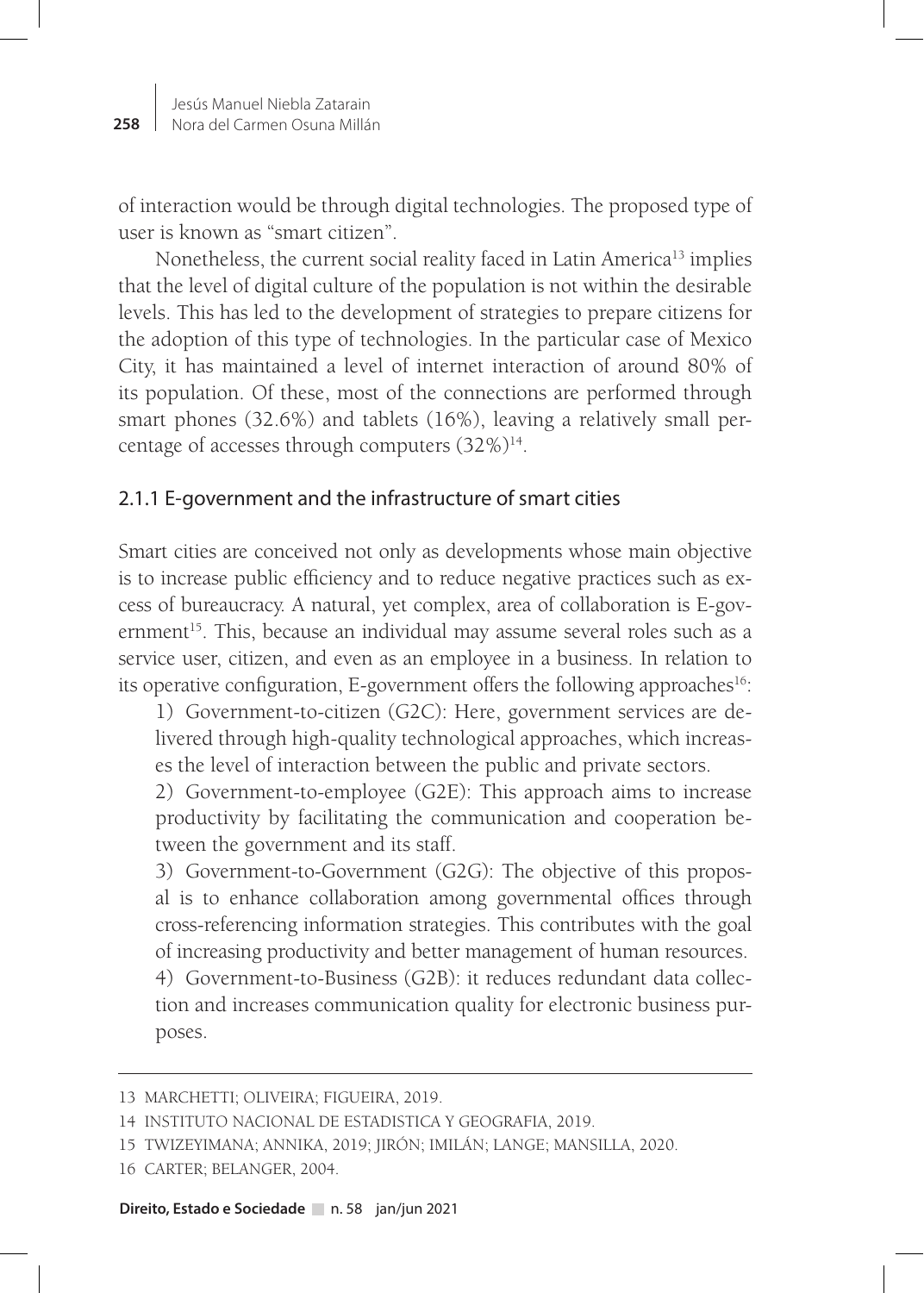of interaction would be through digital technologies. The proposed type of user is known as "smart citizen".

Nonetheless, the current social reality faced in Latin America[13] implies that the level of digital culture of the population is not within the desirable levels. This has led to the development of strategies to prepare citizens for the adoption of this type of technologies. In the particular case of Mexico City, it has maintained a level of internet interaction of around 80% of its population. Of these, most of the connections are performed through smart phones (32.6%) and tablets (16%), leaving a relatively small percentage of accesses through computers (32%)[14].

### 2.1.1 E-government and the infrastructure of smart cities

Smart cities are conceived not only as developments whose main objective is to increase public efficiency and to reduce negative practices such as excess of bureaucracy. A natural, yet complex, area of collaboration is E-government[15]. This, because an individual may assume several roles such as a service user, citizen, and even as an employee in a business. In relation to its operative configuration, E-government offers the following approaches[16]:

1) Government-to-citizen (G2C): Here, government services are delivered through high-quality technological approaches, which increases the level of interaction between the public and private sectors.

2) Government-to-employee (G2E): This approach aims to increase productivity by facilitating the communication and cooperation between the government and its staff.

3) Government-to-Government (G2G): The objective of this proposal is to enhance collaboration among governmental offices through cross-referencing information strategies. This contributes with the goal of increasing productivity and better management of human resources.

4) Government-to-Business (G2B): it reduces redundant data collection and increases communication quality for electronic business purposes.

---

13 MARCHETTI; OLIVEIRA; FIGUEIRA, 2019.

14 INSTITUTO NACIONAL DE ESTADISTICA Y GEOGRAFIA, 2019.

15 TWIZEYIMANA; ANNIKA, 2019; JIRÓN; IMILÁN; LANGE; MANSILLA, 2020.

16 CARTER; BELANGER, 2004.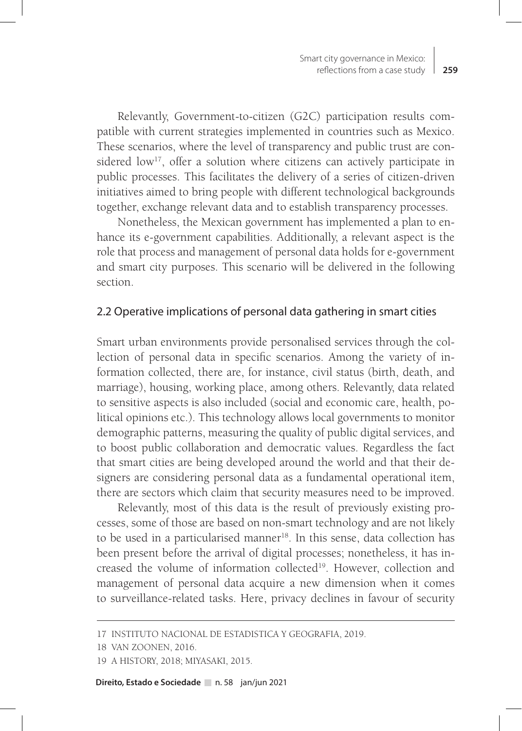Relevantly, Government-to-citizen (G2C) participation results compatible with current strategies implemented in countries such as Mexico. These scenarios, where the level of transparency and public trust are considered low[17], offer a solution where citizens can actively participate in public processes. This facilitates the delivery of a series of citizen-driven initiatives aimed to bring people with different technological backgrounds together, exchange relevant data and to establish transparency processes.

Nonetheless, the Mexican government has implemented a plan to enhance its e-government capabilities. Additionally, a relevant aspect is the role that process and management of personal data holds for e-government and smart city purposes. This scenario will be delivered in the following section.

## 2.2 Operative implications of personal data gathering in smart cities

Smart urban environments provide personalised services through the collection of personal data in specific scenarios. Among the variety of information collected, there are, for instance, civil status (birth, death, and marriage), housing, working place, among others. Relevantly, data related to sensitive aspects is also included (social and economic care, health, political opinions etc.). This technology allows local governments to monitor demographic patterns, measuring the quality of public digital services, and to boost public collaboration and democratic values. Regardless the fact that smart cities are being developed around the world and that their designers are considering personal data as a fundamental operational item, there are sectors which claim that security measures need to be improved.

Relevantly, most of this data is the result of previously existing processes, some of those are based on non-smart technology and are not likely to be used in a particularised manner[18]. In this sense, data collection has been present before the arrival of digital processes; nonetheless, it has increased the volume of information collected[19]. However, collection and management of personal data acquire a new dimension when it comes to surveillance-related tasks. Here, privacy declines in favour of security

---

17 INSTITUTO NACIONAL DE ESTADISTICA Y GEOGRAFIA, 2019.

18 VAN ZOONEN, 2016.

19 A HISTORY, 2018; MIYASAKI, 2015.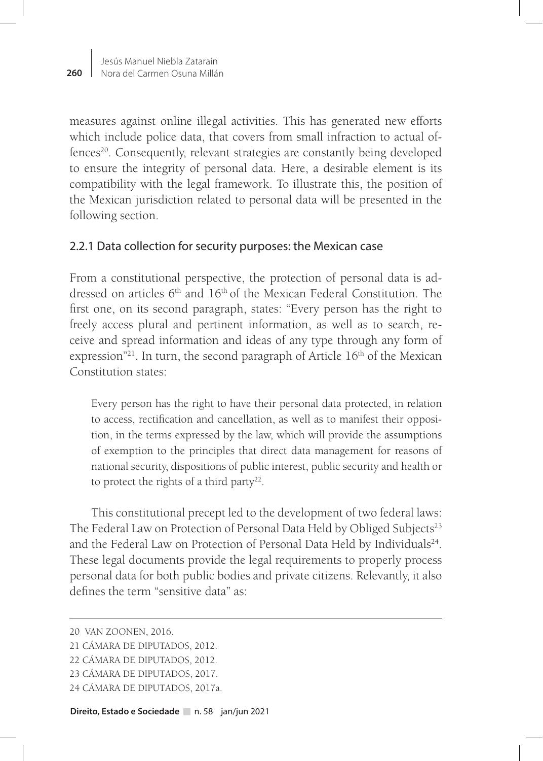measures against online illegal activities. This has generated new efforts which include police data, that covers from small infraction to actual offences[20]. Consequently, relevant strategies are constantly being developed to ensure the integrity of personal data. Here, a desirable element is its compatibility with the legal framework. To illustrate this, the position of the Mexican jurisdiction related to personal data will be presented in the following section.

### 2.2.1 Data collection for security purposes: the Mexican case

From a constitutional perspective, the protection of personal data is addressed on articles 6th and 16th of the Mexican Federal Constitution. The first one, on its second paragraph, states: "Every person has the right to freely access plural and pertinent information, as well as to search, receive and spread information and ideas of any type through any form of expression"[21]. In turn, the second paragraph of Article 16th of the Mexican Constitution states:

> Every person has the right to have their personal data protected, in relation to access, rectification and cancellation, as well as to manifest their opposition, in the terms expressed by the law, which will provide the assumptions of exemption to the principles that direct data management for reasons of national security, dispositions of public interest, public security and health or to protect the rights of a third party[22].

This constitutional precept led to the development of two federal laws: The Federal Law on Protection of Personal Data Held by Obliged Subjects[23] and the Federal Law on Protection of Personal Data Held by Individuals[24]. These legal documents provide the legal requirements to properly process personal data for both public bodies and private citizens. Relevantly, it also defines the term "sensitive data" as:

---

20 VAN ZOONEN, 2016.

21 CÁMARA DE DIPUTADOS, 2012.

22 CÁMARA DE DIPUTADOS, 2012.

23 CÁMARA DE DIPUTADOS, 2017.

24 CÁMARA DE DIPUTADOS, 2017a.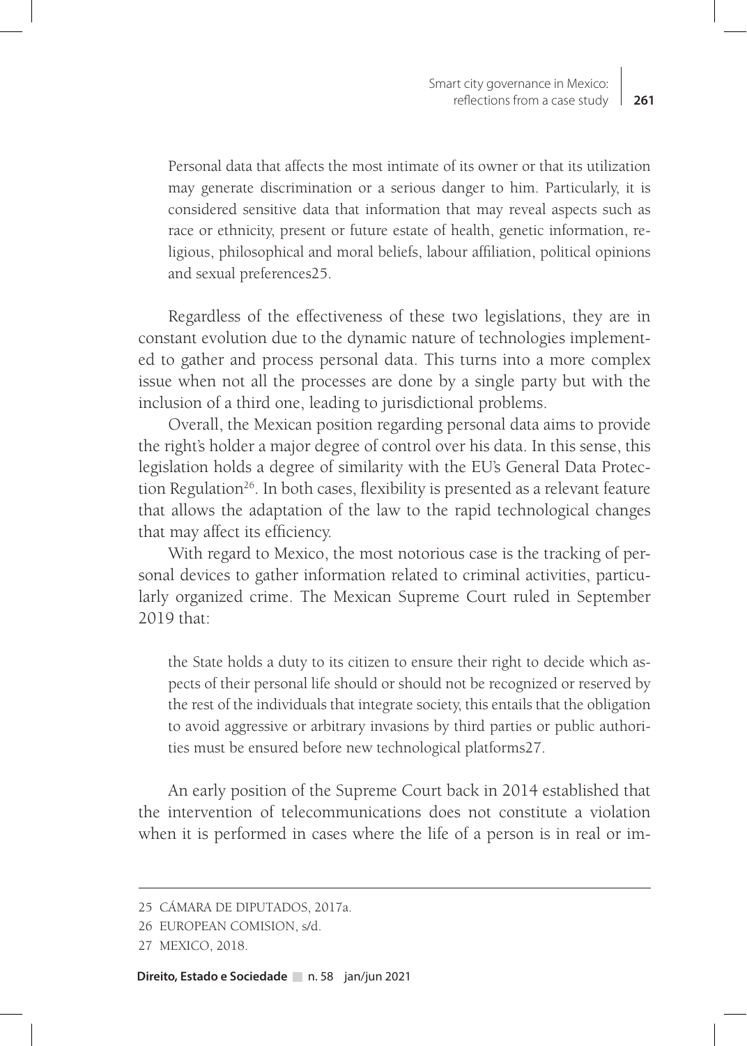> Personal data that affects the most intimate of its owner or that its utilization may generate discrimination or a serious danger to him. Particularly, it is considered sensitive data that information that may reveal aspects such as race or ethnicity, present or future estate of health, genetic information, religious, philosophical and moral beliefs, labour affiliation, political opinions and sexual preferences25.

Regardless of the effectiveness of these two legislations, they are in constant evolution due to the dynamic nature of technologies implemented to gather and process personal data. This turns into a more complex issue when not all the processes are done by a single party but with the inclusion of a third one, leading to jurisdictional problems.

Overall, the Mexican position regarding personal data aims to provide the right's holder a major degree of control over his data. In this sense, this legislation holds a degree of similarity with the EU's General Data Protection Regulation[26]. In both cases, flexibility is presented as a relevant feature that allows the adaptation of the law to the rapid technological changes that may affect its efficiency.

With regard to Mexico, the most notorious case is the tracking of personal devices to gather information related to criminal activities, particularly organized crime. The Mexican Supreme Court ruled in September 2019 that:

> the State holds a duty to its citizen to ensure their right to decide which aspects of their personal life should or should not be recognized or reserved by the rest of the individuals that integrate society, this entails that the obligation to avoid aggressive or arbitrary invasions by third parties or public authorities must be ensured before new technological platforms27.

An early position of the Supreme Court back in 2014 established that the intervention of telecommunications does not constitute a violation when it is performed in cases where the life of a person is in real or im-

---

25 CÁMARA DE DIPUTADOS, 2017a.

26 EUROPEAN COMISION, s/d.

27 MEXICO, 2018.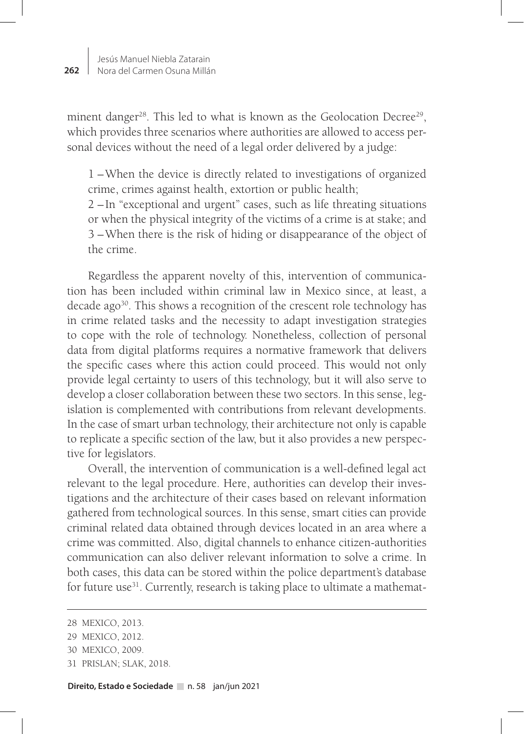minent danger[28]. This led to what is known as the Geolocation Decree[29], which provides three scenarios where authorities are allowed to access personal devices without the need of a legal order delivered by a judge:

> 1 – When the device is directly related to investigations of organized crime, crimes against health, extortion or public health;
> 2 – In "exceptional and urgent" cases, such as life threating situations or when the physical integrity of the victims of a crime is at stake; and
> 3 – When there is the risk of hiding or disappearance of the object of the crime.

Regardless the apparent novelty of this, intervention of communication has been included within criminal law in Mexico since, at least, a decade ago[30]. This shows a recognition of the crescent role technology has in crime related tasks and the necessity to adapt investigation strategies to cope with the role of technology. Nonetheless, collection of personal data from digital platforms requires a normative framework that delivers the specific cases where this action could proceed. This would not only provide legal certainty to users of this technology, but it will also serve to develop a closer collaboration between these two sectors. In this sense, legislation is complemented with contributions from relevant developments. In the case of smart urban technology, their architecture not only is capable to replicate a specific section of the law, but it also provides a new perspective for legislators.

Overall, the intervention of communication is a well-defined legal act relevant to the legal procedure. Here, authorities can develop their investigations and the architecture of their cases based on relevant information gathered from technological sources. In this sense, smart cities can provide criminal related data obtained through devices located in an area where a crime was committed. Also, digital channels to enhance citizen-authorities communication can also deliver relevant information to solve a crime. In both cases, this data can be stored within the police department's database for future use[31]. Currently, research is taking place to ultimate a mathemat-

---

28 MEXICO, 2013.

29 MEXICO, 2012.

30 MEXICO, 2009.

31 PRISLAN; SLAK, 2018.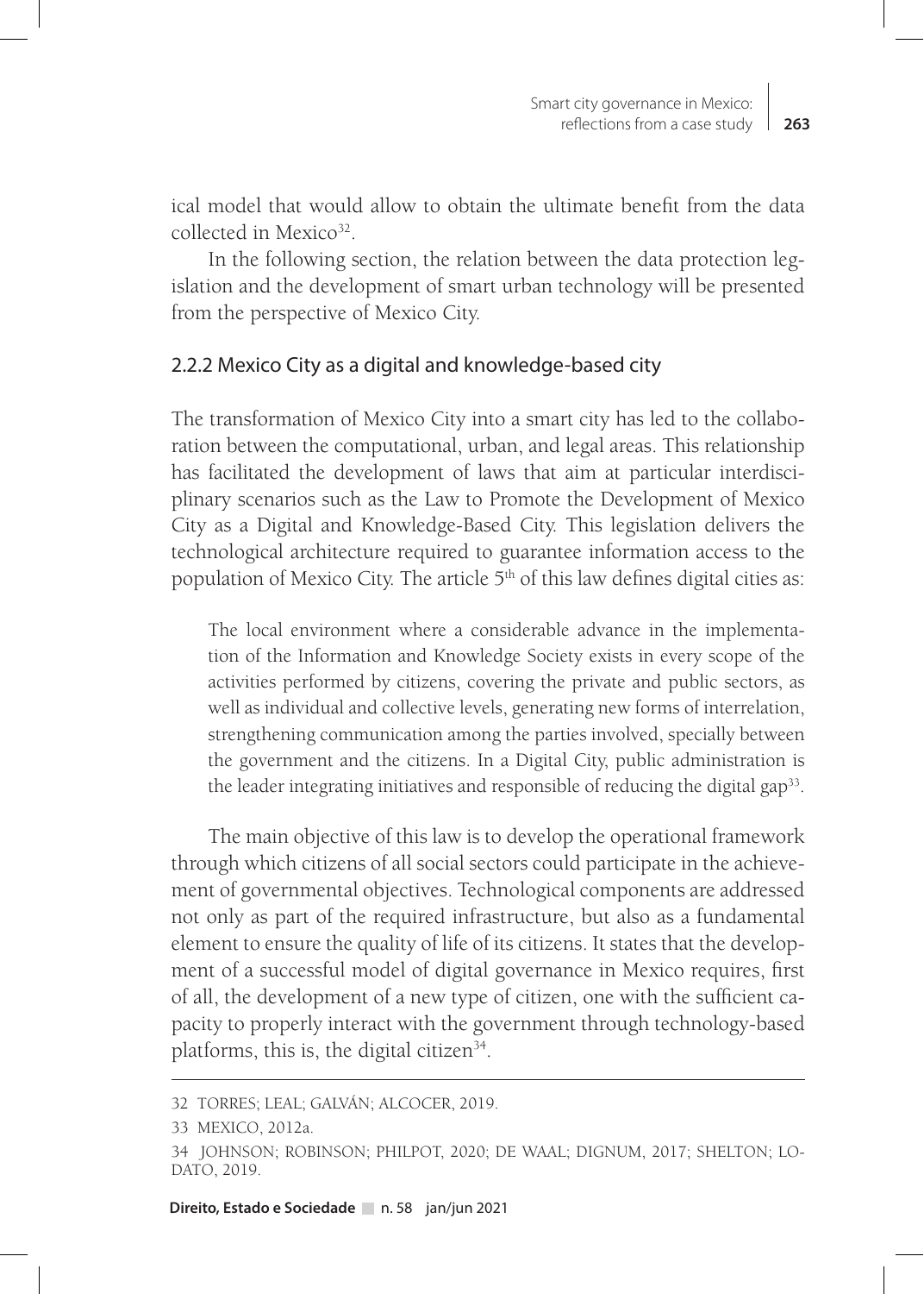ical model that would allow to obtain the ultimate benefit from the data collected in Mexico[32].

In the following section, the relation between the data protection legislation and the development of smart urban technology will be presented from the perspective of Mexico City.

### 2.2.2 Mexico City as a digital and knowledge-based city

The transformation of Mexico City into a smart city has led to the collaboration between the computational, urban, and legal areas. This relationship has facilitated the development of laws that aim at particular interdisciplinary scenarios such as the Law to Promote the Development of Mexico City as a Digital and Knowledge-Based City. This legislation delivers the technological architecture required to guarantee information access to the population of Mexico City. The article 5th of this law defines digital cities as:

> The local environment where a considerable advance in the implementation of the Information and Knowledge Society exists in every scope of the activities performed by citizens, covering the private and public sectors, as well as individual and collective levels, generating new forms of interrelation, strengthening communication among the parties involved, specially between the government and the citizens. In a Digital City, public administration is the leader integrating initiatives and responsible of reducing the digital gap[33].

The main objective of this law is to develop the operational framework through which citizens of all social sectors could participate in the achievement of governmental objectives. Technological components are addressed not only as part of the required infrastructure, but also as a fundamental element to ensure the quality of life of its citizens. It states that the development of a successful model of digital governance in Mexico requires, first of all, the development of a new type of citizen, one with the sufficient capacity to properly interact with the government through technology-based platforms, this is, the digital citizen[34].

---

32 TORRES; LEAL; GALVÁN; ALCOCER, 2019.

33 MEXICO, 2012a.

34 JOHNSON; ROBINSON; PHILPOT, 2020; DE WAAL; DIGNUM, 2017; SHELTON; LODATO, 2019.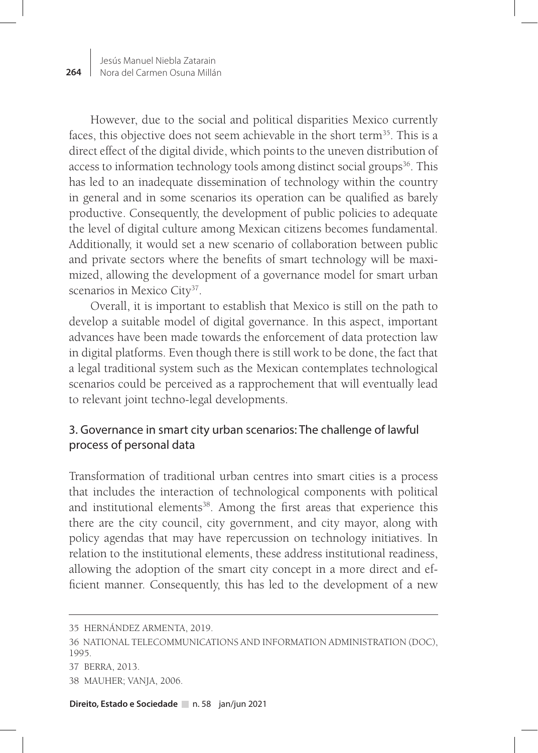However, due to the social and political disparities Mexico currently faces, this objective does not seem achievable in the short term[35]. This is a direct effect of the digital divide, which points to the uneven distribution of access to information technology tools among distinct social groups[36]. This has led to an inadequate dissemination of technology within the country in general and in some scenarios its operation can be qualified as barely productive. Consequently, the development of public policies to adequate the level of digital culture among Mexican citizens becomes fundamental. Additionally, it would set a new scenario of collaboration between public and private sectors where the benefits of smart technology will be maximized, allowing the development of a governance model for smart urban scenarios in Mexico City[37].

Overall, it is important to establish that Mexico is still on the path to develop a suitable model of digital governance. In this aspect, important advances have been made towards the enforcement of data protection law in digital platforms. Even though there is still work to be done, the fact that a legal traditional system such as the Mexican contemplates technological scenarios could be perceived as a rapprochement that will eventually lead to relevant joint techno-legal developments.

## 3. Governance in smart city urban scenarios: The challenge of lawful process of personal data

Transformation of traditional urban centres into smart cities is a process that includes the interaction of technological components with political and institutional elements[38]. Among the first areas that experience this there are the city council, city government, and city mayor, along with policy agendas that may have repercussion on technology initiatives. In relation to the institutional elements, these address institutional readiness, allowing the adoption of the smart city concept in a more direct and efficient manner. Consequently, this has led to the development of a new

---

35 HERNÁNDEZ ARMENTA, 2019.

36 NATIONAL TELECOMMUNICATIONS AND INFORMATION ADMINISTRATION (DOC), 1995.

37 BERRA, 2013.

38 MAUHER; VANJA, 2006.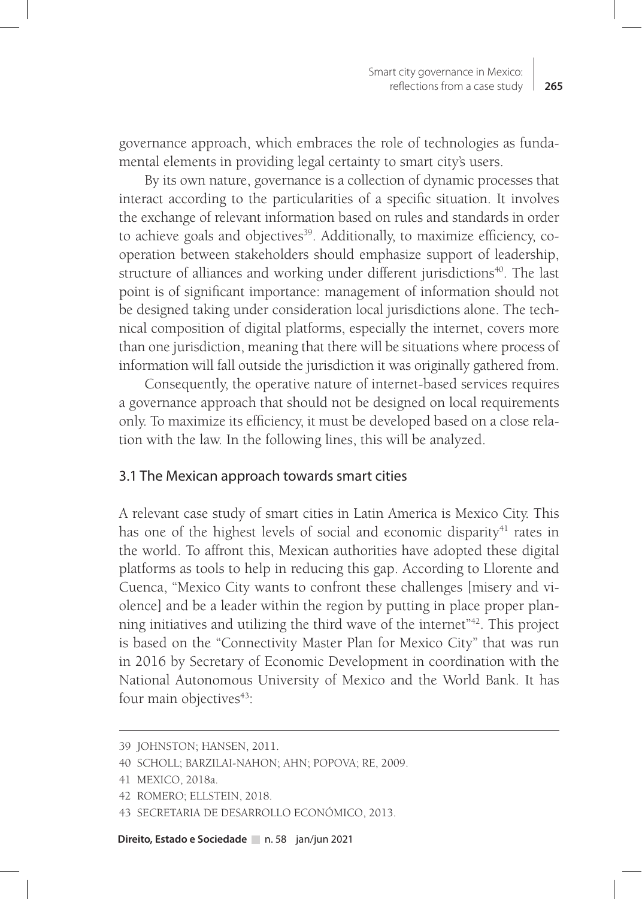governance approach, which embraces the role of technologies as fundamental elements in providing legal certainty to smart city's users.

By its own nature, governance is a collection of dynamic processes that interact according to the particularities of a specific situation. It involves the exchange of relevant information based on rules and standards in order to achieve goals and objectives[39]. Additionally, to maximize efficiency, cooperation between stakeholders should emphasize support of leadership, structure of alliances and working under different jurisdictions[40]. The last point is of significant importance: management of information should not be designed taking under consideration local jurisdictions alone. The technical composition of digital platforms, especially the internet, covers more than one jurisdiction, meaning that there will be situations where process of information will fall outside the jurisdiction it was originally gathered from.

Consequently, the operative nature of internet-based services requires a governance approach that should not be designed on local requirements only. To maximize its efficiency, it must be developed based on a close relation with the law. In the following lines, this will be analyzed.

### 3.1 The Mexican approach towards smart cities

A relevant case study of smart cities in Latin America is Mexico City. This has one of the highest levels of social and economic disparity[41] rates in the world. To affront this, Mexican authorities have adopted these digital platforms as tools to help in reducing this gap. According to Llorente and Cuenca, "Mexico City wants to confront these challenges [misery and violence] and be a leader within the region by putting in place proper planning initiatives and utilizing the third wave of the internet"[42]. This project is based on the "Connectivity Master Plan for Mexico City" that was run in 2016 by Secretary of Economic Development in coordination with the National Autonomous University of Mexico and the World Bank. It has four main objectives[43]:

---

39 JOHNSTON; HANSEN, 2011.

40 SCHOLL; BARZILAI-NAHON; AHN; POPOVA; RE, 2009.

41 MEXICO, 2018a.

42 ROMERO; ELLSTEIN, 2018.

43 SECRETARIA DE DESARROLLO ECONÓMICO, 2013.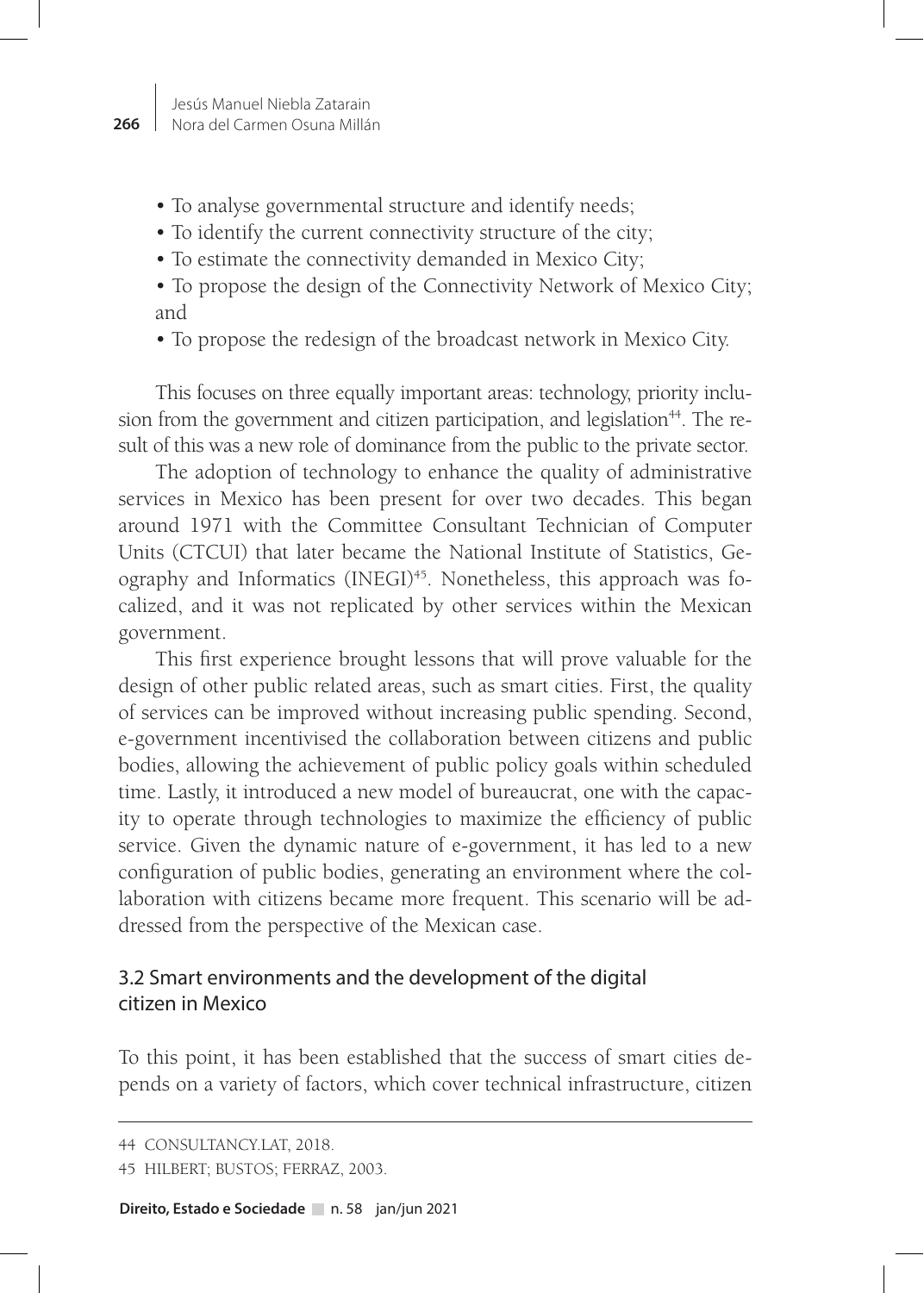- To analyse governmental structure and identify needs;
- To identify the current connectivity structure of the city;
- To estimate the connectivity demanded in Mexico City;
- To propose the design of the Connectivity Network of Mexico City; and
- To propose the redesign of the broadcast network in Mexico City.

This focuses on three equally important areas: technology, priority inclusion from the government and citizen participation, and legislation[44]. The result of this was a new role of dominance from the public to the private sector.

The adoption of technology to enhance the quality of administrative services in Mexico has been present for over two decades. This began around 1971 with the Committee Consultant Technician of Computer Units (CTCUI) that later became the National Institute of Statistics, Geography and Informatics (INEGI)[45]. Nonetheless, this approach was focalized, and it was not replicated by other services within the Mexican government.

This first experience brought lessons that will prove valuable for the design of other public related areas, such as smart cities. First, the quality of services can be improved without increasing public spending. Second, e-government incentivised the collaboration between citizens and public bodies, allowing the achievement of public policy goals within scheduled time. Lastly, it introduced a new model of bureaucrat, one with the capacity to operate through technologies to maximize the efficiency of public service. Given the dynamic nature of e-government, it has led to a new configuration of public bodies, generating an environment where the collaboration with citizens became more frequent. This scenario will be addressed from the perspective of the Mexican case.

### 3.2 Smart environments and the development of the digital citizen in Mexico

To this point, it has been established that the success of smart cities depends on a variety of factors, which cover technical infrastructure, citizen

44 CONSULTANCY.LAT, 2018.

45 HILBERT; BUSTOS; FERRAZ, 2003.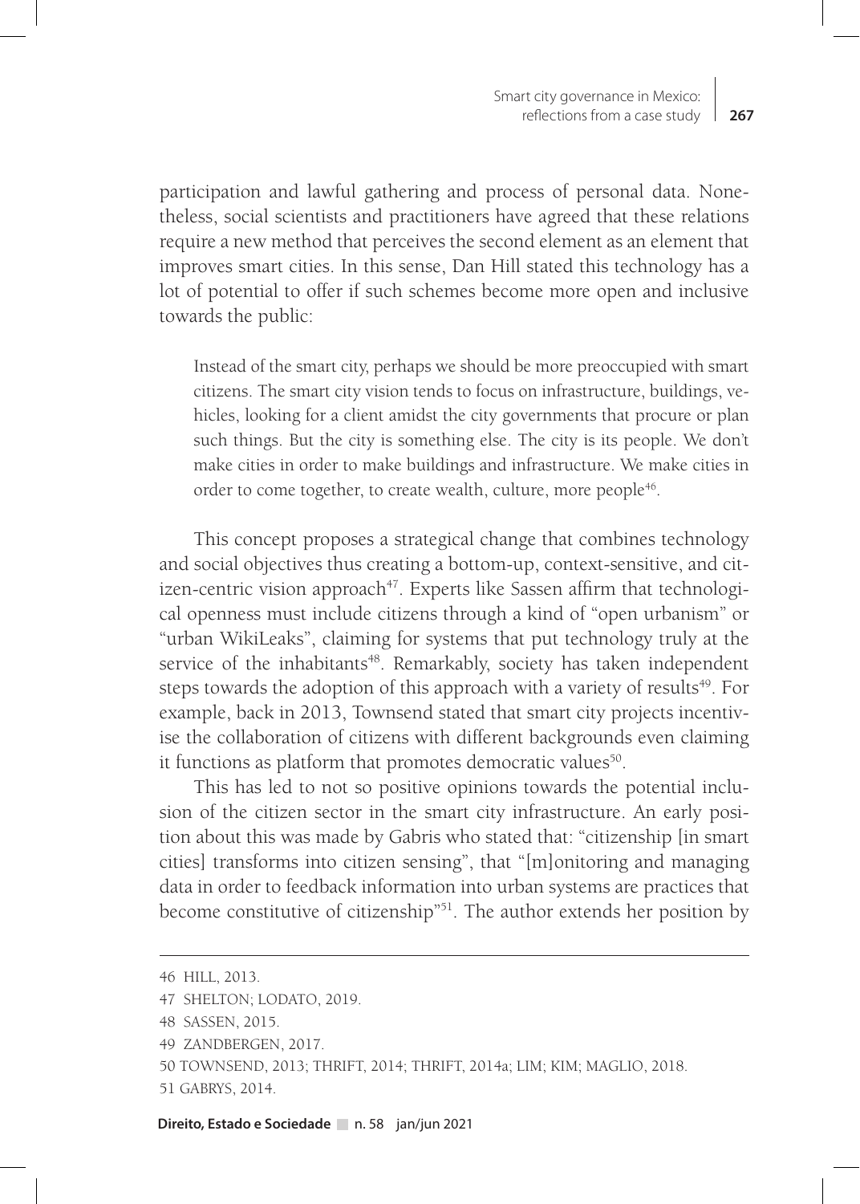participation and lawful gathering and process of personal data. Nonetheless, social scientists and practitioners have agreed that these relations require a new method that perceives the second element as an element that improves smart cities. In this sense, Dan Hill stated this technology has a lot of potential to offer if such schemes become more open and inclusive towards the public:

> Instead of the smart city, perhaps we should be more preoccupied with smart citizens. The smart city vision tends to focus on infrastructure, buildings, vehicles, looking for a client amidst the city governments that procure or plan such things. But the city is something else. The city is its people. We don't make cities in order to make buildings and infrastructure. We make cities in order to come together, to create wealth, culture, more people[46].

This concept proposes a strategical change that combines technology and social objectives thus creating a bottom-up, context-sensitive, and citizen-centric vision approach[47]. Experts like Sassen affirm that technological openness must include citizens through a kind of "open urbanism" or "urban WikiLeaks", claiming for systems that put technology truly at the service of the inhabitants[48]. Remarkably, society has taken independent steps towards the adoption of this approach with a variety of results[49]. For example, back in 2013, Townsend stated that smart city projects incentivise the collaboration of citizens with different backgrounds even claiming it functions as platform that promotes democratic values[50].

This has led to not so positive opinions towards the potential inclusion of the citizen sector in the smart city infrastructure. An early position about this was made by Gabris who stated that: "citizenship [in smart cities] transforms into citizen sensing", that "[m]onitoring and managing data in order to feedback information into urban systems are practices that become constitutive of citizenship"[51]. The author extends her position by

---

46 HILL, 2013.

47 SHELTON; LODATO, 2019.

48 SASSEN, 2015.

49 ZANDBERGEN, 2017.

50 TOWNSEND, 2013; THRIFT, 2014; THRIFT, 2014a; LIM; KIM; MAGLIO, 2018.

51 GABRYS, 2014.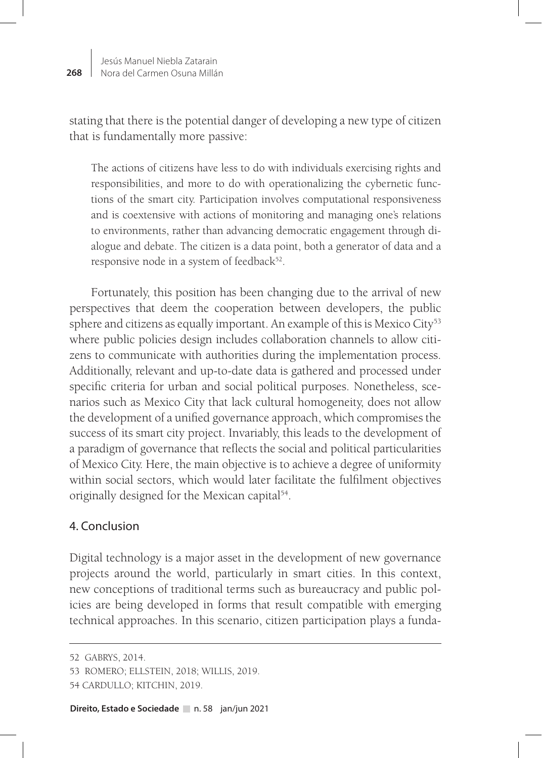stating that there is the potential danger of developing a new type of citizen that is fundamentally more passive:

> The actions of citizens have less to do with individuals exercising rights and responsibilities, and more to do with operationalizing the cybernetic functions of the smart city. Participation involves computational responsiveness and is coextensive with actions of monitoring and managing one's relations to environments, rather than advancing democratic engagement through dialogue and debate. The citizen is a data point, both a generator of data and a responsive node in a system of feedback[52].

Fortunately, this position has been changing due to the arrival of new perspectives that deem the cooperation between developers, the public sphere and citizens as equally important. An example of this is Mexico City[53] where public policies design includes collaboration channels to allow citizens to communicate with authorities during the implementation process. Additionally, relevant and up-to-date data is gathered and processed under specific criteria for urban and social political purposes. Nonetheless, scenarios such as Mexico City that lack cultural homogeneity, does not allow the development of a unified governance approach, which compromises the success of its smart city project. Invariably, this leads to the development of a paradigm of governance that reflects the social and political particularities of Mexico City. Here, the main objective is to achieve a degree of uniformity within social sectors, which would later facilitate the fulfilment objectives originally designed for the Mexican capital[54].

## 4. Conclusion

Digital technology is a major asset in the development of new governance projects around the world, particularly in smart cities. In this context, new conceptions of traditional terms such as bureaucracy and public policies are being developed in forms that result compatible with emerging technical approaches. In this scenario, citizen participation plays a funda-

---

52 GABRYS, 2014.

53 ROMERO; ELLSTEIN, 2018; WILLIS, 2019.

54 CARDULLO; KITCHIN, 2019.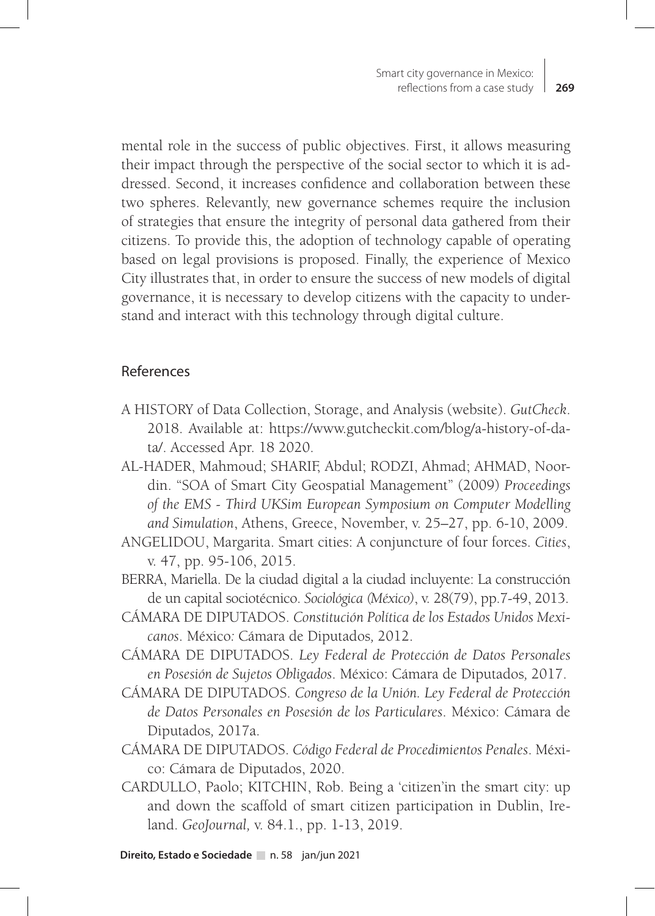mental role in the success of public objectives. First, it allows measuring their impact through the perspective of the social sector to which it is addressed. Second, it increases confidence and collaboration between these two spheres. Relevantly, new governance schemes require the inclusion of strategies that ensure the integrity of personal data gathered from their citizens. To provide this, the adoption of technology capable of operating based on legal provisions is proposed. Finally, the experience of Mexico City illustrates that, in order to ensure the success of new models of digital governance, it is necessary to develop citizens with the capacity to understand and interact with this technology through digital culture.

## References

A HISTORY of Data Collection, Storage, and Analysis (website). *GutCheck*. 2018. Available at: https://www.gutcheckit.com/blog/a-history-of-data/. Accessed Apr. 18 2020.

AL-HADER, Mahmoud; SHARIF, Abdul; RODZI, Ahmad; AHMAD, Noordin. "SOA of Smart City Geospatial Management" (2009) *Proceedings of the EMS - Third UKSim European Symposium on Computer Modelling and Simulation*, Athens, Greece, November, v. 25–27, pp. 6-10, 2009.

ANGELIDOU, Margarita. Smart cities: A conjuncture of four forces. *Cities*, v. 47, pp. 95-106, 2015.

BERRA, Mariella. De la ciudad digital a la ciudad incluyente: La construcción de un capital sociotécnico. *Sociológica (México)*, v. 28(79), pp.7-49, 2013.

CÁMARA DE DIPUTADOS. *Constitución Política de los Estados Unidos Mexicanos*. México: Cámara de Diputados, 2012.

CÁMARA DE DIPUTADOS. *Ley Federal de Protección de Datos Personales en Posesión de Sujetos Obligados*. México: Cámara de Diputados, 2017.

CÁMARA DE DIPUTADOS. *Congreso de la Unión. Ley Federal de Protección de Datos Personales en Posesión de los Particulares*. México: Cámara de Diputados, 2017a.

CÁMARA DE DIPUTADOS. *Código Federal de Procedimientos Penales*. México: Cámara de Diputados, 2020.

CARDULLO, Paolo; KITCHIN, Rob. Being a 'citizen'in the smart city: up and down the scaffold of smart citizen participation in Dublin, Ireland. *GeoJournal,* v. 84.1., pp. 1-13, 2019.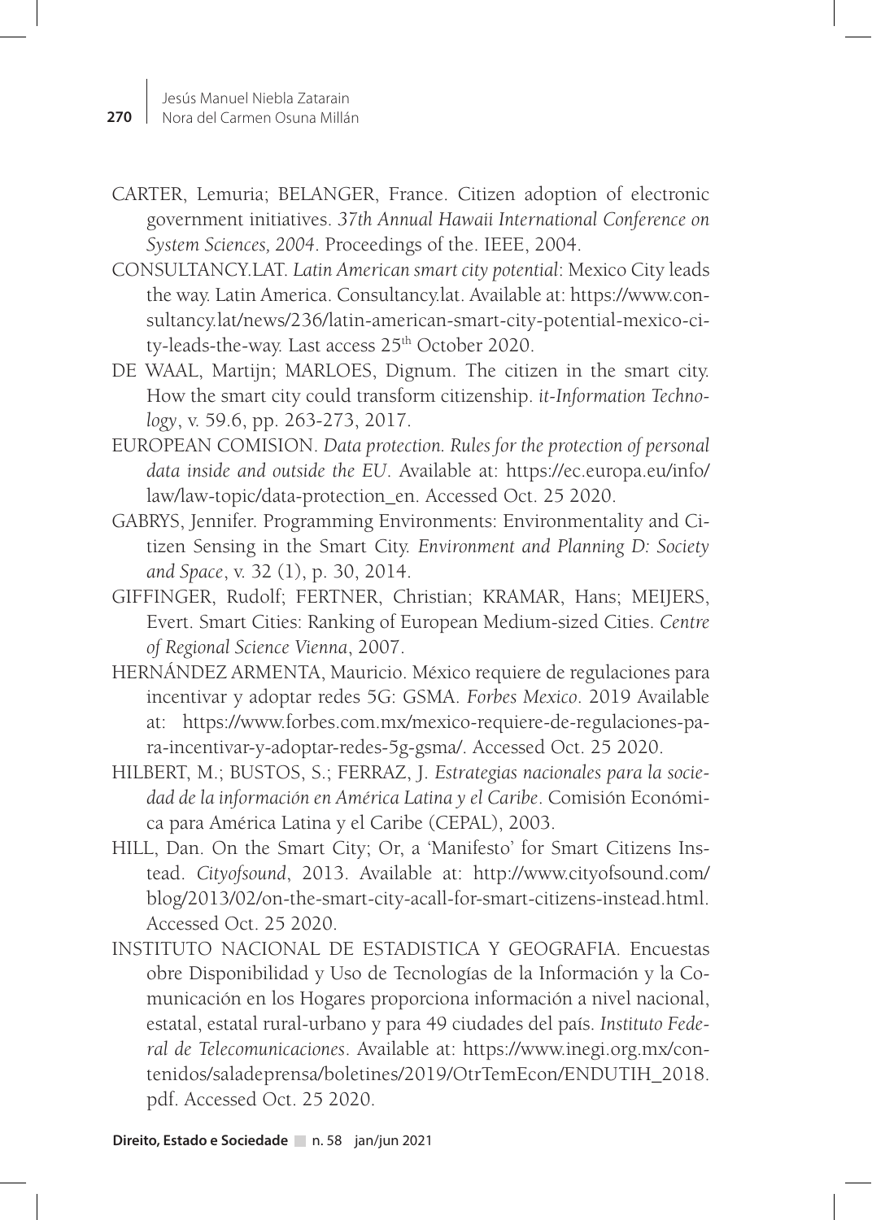CARTER, Lemuria; BELANGER, France. Citizen adoption of electronic government initiatives. *37th Annual Hawaii International Conference on System Sciences, 2004*. Proceedings of the. IEEE, 2004.

CONSULTANCY.LAT. *Latin American smart city potential*: Mexico City leads the way. Latin America. Consultancy.lat. Available at: https://www.consultancy.lat/news/236/latin-american-smart-city-potential-mexico-city-leads-the-way. Last access 25th October 2020.

DE WAAL, Martijn; MARLOES, Dignum. The citizen in the smart city. How the smart city could transform citizenship. *it-Information Technology*, v. 59.6, pp. 263-273, 2017.

EUROPEAN COMISION. *Data protection. Rules for the protection of personal data inside and outside the EU*. Available at: https://ec.europa.eu/info/law/law-topic/data-protection_en. Accessed Oct. 25 2020.

GABRYS, Jennifer. Programming Environments: Environmentality and Citizen Sensing in the Smart City. *Environment and Planning D: Society and Space*, v. 32 (1), p. 30, 2014.

GIFFINGER, Rudolf; FERTNER, Christian; KRAMAR, Hans; MEIJERS, Evert. Smart Cities: Ranking of European Medium-sized Cities. *Centre of Regional Science Vienna*, 2007.

HERNÁNDEZ ARMENTA, Mauricio. México requiere de regulaciones para incentivar y adoptar redes 5G: GSMA. *Forbes Mexico*. 2019 Available at: https://www.forbes.com.mx/mexico-requiere-de-regulaciones-para-incentivar-y-adoptar-redes-5g-gsma/. Accessed Oct. 25 2020.

HILBERT, M.; BUSTOS, S.; FERRAZ, J. *Estrategias nacionales para la sociedad de la información en América Latina y el Caribe*. Comisión Económica para América Latina y el Caribe (CEPAL), 2003.

HILL, Dan. On the Smart City; Or, a 'Manifesto' for Smart Citizens Instead. *Cityofsound*, 2013. Available at: http://www.cityofsound.com/blog/2013/02/on-the-smart-city-acall-for-smart-citizens-instead.html. Accessed Oct. 25 2020.

INSTITUTO NACIONAL DE ESTADISTICA Y GEOGRAFIA. Encuestas obre Disponibilidad y Uso de Tecnologías de la Información y la Comunicación en los Hogares proporciona información a nivel nacional, estatal, estatal rural-urbano y para 49 ciudades del país. *Instituto Federal de Telecomunicaciones*. Available at: https://www.inegi.org.mx/contenidos/saladeprensa/boletines/2019/OtrTemEcon/ENDUTIH_2018.pdf. Accessed Oct. 25 2020.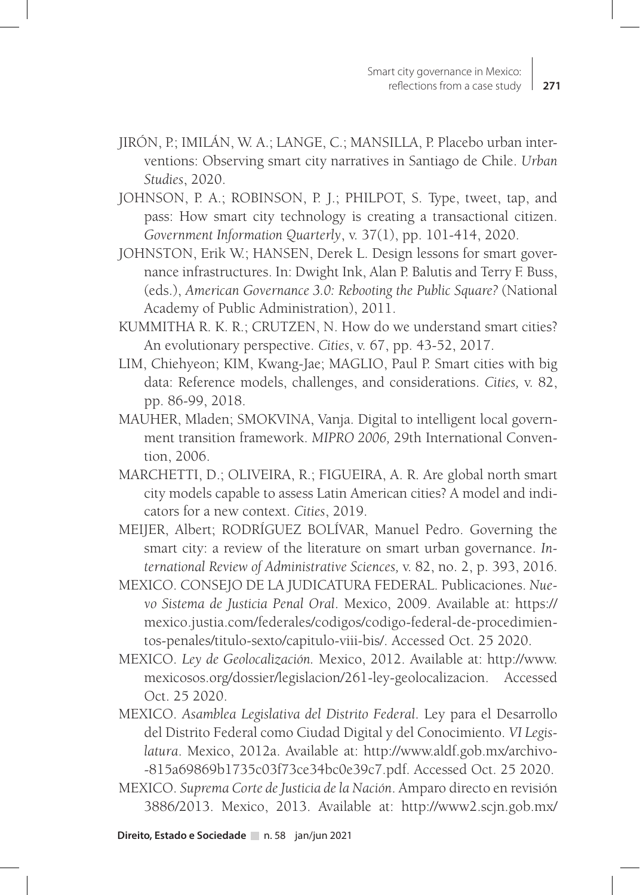JIRÓN, P.; IMILÁN, W. A.; LANGE, C.; MANSILLA, P. Placebo urban interventions: Observing smart city narratives in Santiago de Chile. *Urban Studies*, 2020.

JOHNSON, P. A.; ROBINSON, P. J.; PHILPOT, S. Type, tweet, tap, and pass: How smart city technology is creating a transactional citizen. *Government Information Quarterly*, v. 37(1), pp. 101-414, 2020.

JOHNSTON, Erik W.; HANSEN, Derek L. Design lessons for smart governance infrastructures. In: Dwight Ink, Alan P. Balutis and Terry F. Buss, (eds.), *American Governance 3.0: Rebooting the Public Square?* (National Academy of Public Administration), 2011.

KUMMITHA R. K. R.; CRUTZEN, N. How do we understand smart cities? An evolutionary perspective. *Cities*, v. 67, pp. 43-52, 2017.

LIM, Chiehyeon; KIM, Kwang-Jae; MAGLIO, Paul P. Smart cities with big data: Reference models, challenges, and considerations. *Cities,* v. 82, pp. 86-99, 2018.

MAUHER, Mladen; SMOKVINA, Vanja. Digital to intelligent local government transition framework. *MIPRO 2006,* 29th International Convention, 2006.

MARCHETTI, D.; OLIVEIRA, R.; FIGUEIRA, A. R. Are global north smart city models capable to assess Latin American cities? A model and indicators for a new context. *Cities*, 2019.

MEIJER, Albert; RODRÍGUEZ BOLÍVAR, Manuel Pedro. Governing the smart city: a review of the literature on smart urban governance. *International Review of Administrative Sciences,* v. 82, no. 2, p. 393, 2016.

MEXICO. CONSEJO DE LA JUDICATURA FEDERAL. Publicaciones. *Nuevo Sistema de Justicia Penal Oral*. Mexico, 2009. Available at: https://mexico.justia.com/federales/codigos/codigo-federal-de-procedimientos-penales/titulo-sexto/capitulo-viii-bis/. Accessed Oct. 25 2020.

MEXICO. *Ley de Geolocalización.* Mexico, 2012. Available at: http://www.mexicosos.org/dossier/legislacion/261-ley-geolocalizacion. Accessed Oct. 25 2020.

MEXICO. *Asamblea Legislativa del Distrito Federal*. Ley para el Desarrollo del Distrito Federal como Ciudad Digital y del Conocimiento. *VI Legislatura*. Mexico, 2012a. Available at: http://www.aldf.gob.mx/archivo--815a69869b1735c03f73ce34bc0e39c7.pdf. Accessed Oct. 25 2020.

MEXICO. *Suprema Corte de Justicia de la Nación*. Amparo directo en revisión 3886/2013. Mexico, 2013. Available at: http://www2.scjn.gob.mx/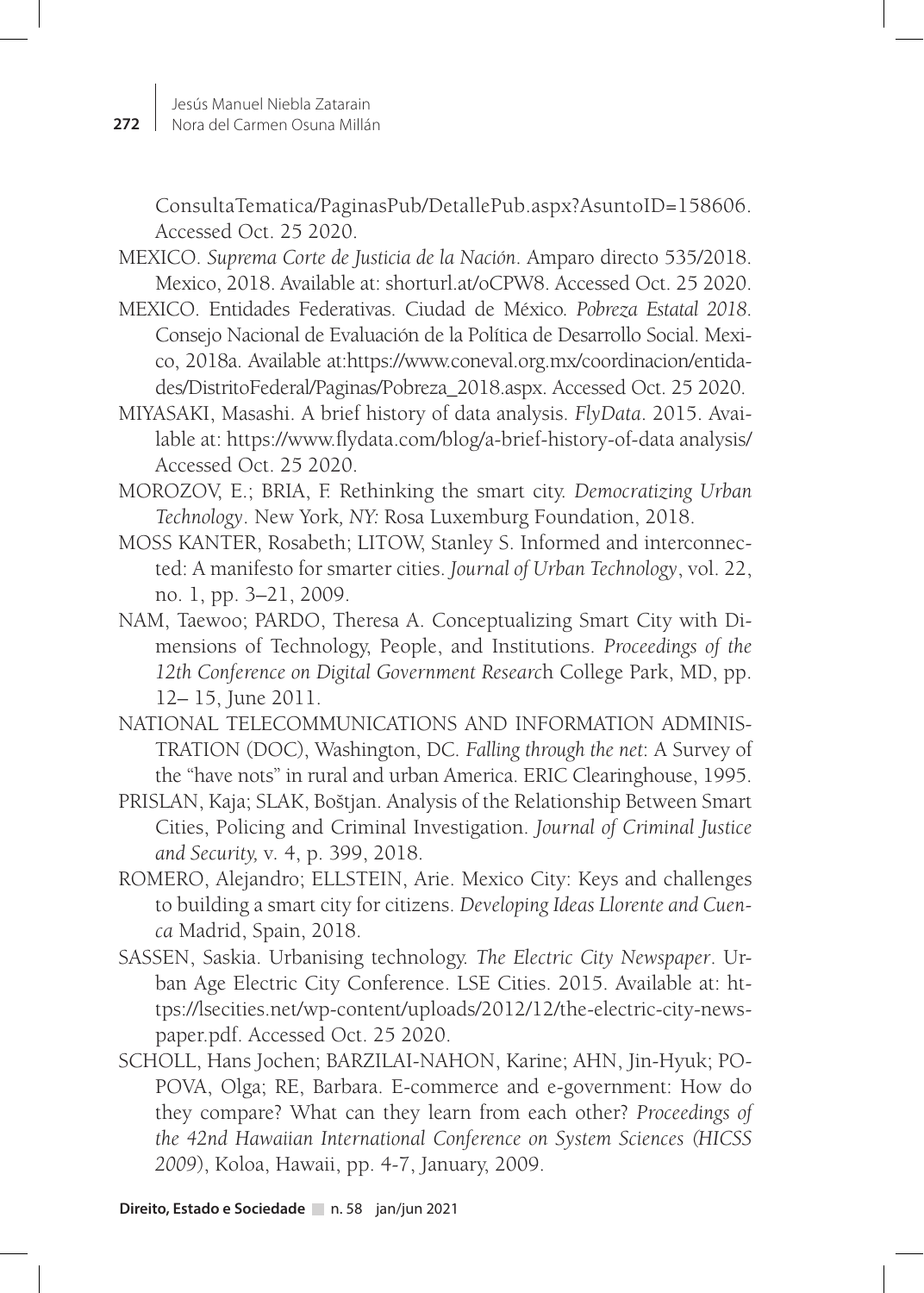ConsultaTematica/PaginasPub/DetallePub.aspx?AsuntoID=158606. Accessed Oct. 25 2020.

MEXICO. *Suprema Corte de Justicia de la Nación*. Amparo directo 535/2018. Mexico, 2018. Available at: shorturl.at/oCPW8. Accessed Oct. 25 2020.

MEXICO. Entidades Federativas. Ciudad de México. *Pobreza Estatal 2018*. Consejo Nacional de Evaluación de la Política de Desarrollo Social. Mexico, 2018a. Available at:https://www.coneval.org.mx/coordinacion/entidades/DistritoFederal/Paginas/Pobreza_2018.aspx. Accessed Oct. 25 2020.

MIYASAKI, Masashi. A brief history of data analysis. *FlyData*. 2015. Available at: https://www.flydata.com/blog/a-brief-history-of-data analysis/ Accessed Oct. 25 2020.

MOROZOV, E.; BRIA, F. Rethinking the smart city. *Democratizing Urban Technology*. New York, NY: Rosa Luxemburg Foundation, 2018.

MOSS KANTER, Rosabeth; LITOW, Stanley S. Informed and interconnected: A manifesto for smarter cities. *Journal of Urban Technology*, vol. 22, no. 1, pp. 3–21, 2009.

NAM, Taewoo; PARDO, Theresa A. Conceptualizing Smart City with Dimensions of Technology, People, and Institutions. *Proceedings of the 12th Conference on Digital Government Researc*h College Park, MD, pp. 12– 15, June 2011.

NATIONAL TELECOMMUNICATIONS AND INFORMATION ADMINISTRATION (DOC), Washington, DC. *Falling through the net*: A Survey of the "have nots" in rural and urban America. ERIC Clearinghouse, 1995.

PRISLAN, Kaja; SLAK, Boštjan. Analysis of the Relationship Between Smart Cities, Policing and Criminal Investigation. *Journal of Criminal Justice and Security,* v. 4, p. 399, 2018.

ROMERO, Alejandro; ELLSTEIN, Arie. Mexico City: Keys and challenges to building a smart city for citizens. *Developing Ideas Llorente and Cuenca* Madrid, Spain, 2018.

SASSEN, Saskia. Urbanising technology. *The Electric City Newspaper*. Urban Age Electric City Conference. LSE Cities. 2015. Available at: https://lsecities.net/wp-content/uploads/2012/12/the-electric-city-newspaper.pdf. Accessed Oct. 25 2020.

SCHOLL, Hans Jochen; BARZILAI-NAHON, Karine; AHN, Jin-Hyuk; POPOVA, Olga; RE, Barbara. E-commerce and e-government: How do they compare? What can they learn from each other? *Proceedings of the 42nd Hawaiian International Conference on System Sciences (HICSS 2009*), Koloa, Hawaii, pp. 4-7, January, 2009.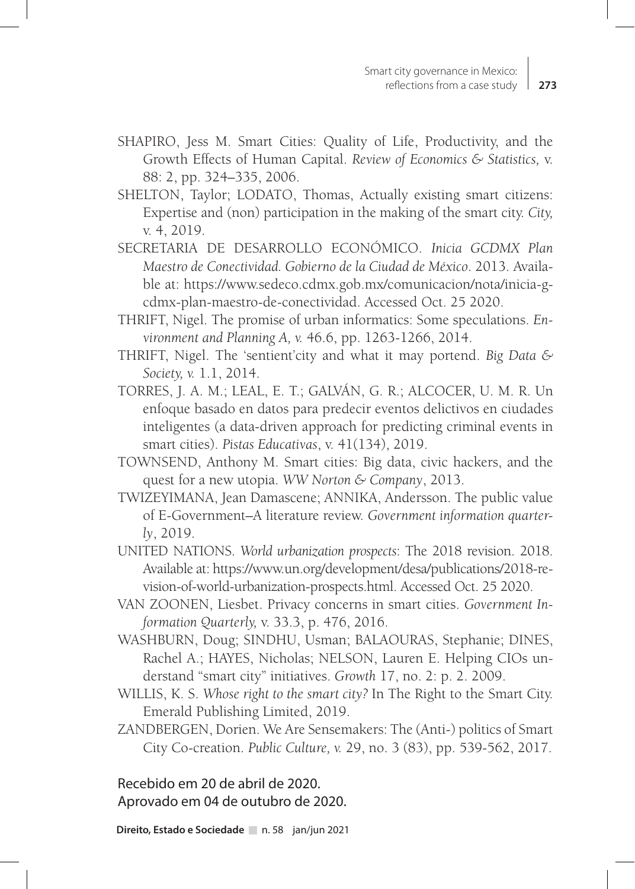SHAPIRO, Jess M. Smart Cities: Quality of Life, Productivity, and the Growth Effects of Human Capital. *Review of Economics & Statistics,* v. 88: 2, pp. 324–335, 2006.

SHELTON, Taylor; LODATO, Thomas, Actually existing smart citizens: Expertise and (non) participation in the making of the smart city. *City,* v. 4, 2019.

SECRETARIA DE DESARROLLO ECONÓMICO. *Inicia GCDMX Plan Maestro de Conectividad. Gobierno de la Ciudad de México*. 2013. Available at: https://www.sedeco.cdmx.gob.mx/comunicacion/nota/inicia-g-cdmx-plan-maestro-de-conectividad. Accessed Oct. 25 2020.

THRIFT, Nigel. The promise of urban informatics: Some speculations. *Environment and Planning A, v.* 46.6, pp. 1263-1266, 2014.

THRIFT, Nigel. The 'sentient'city and what it may portend. *Big Data & Society, v.* 1.1, 2014.

TORRES, J. A. M.; LEAL, E. T.; GALVÁN, G. R.; ALCOCER, U. M. R. Un enfoque basado en datos para predecir eventos delictivos en ciudades inteligentes (a data-driven approach for predicting criminal events in smart cities). *Pistas Educativas*, v. 41(134), 2019.

TOWNSEND, Anthony M. Smart cities: Big data, civic hackers, and the quest for a new utopia. *WW Norton & Company*, 2013.

TWIZEYIMANA, Jean Damascene; ANNIKA, Andersson. The public value of E-Government–A literature review. *Government information quarterly*, 2019.

UNITED NATIONS. *World urbanization prospects*: The 2018 revision. 2018. Available at: https://www.un.org/development/desa/publications/2018-revision-of-world-urbanization-prospects.html. Accessed Oct. 25 2020.

VAN ZOONEN, Liesbet. Privacy concerns in smart cities. *Government Information Quarterly,* v. 33.3, p. 476, 2016.

WASHBURN, Doug; SINDHU, Usman; BALAOURAS, Stephanie; DINES, Rachel A.; HAYES, Nicholas; NELSON, Lauren E. Helping CIOs understand "smart city" initiatives. *Growth* 17, no. 2: p. 2. 2009.

WILLIS, K. S. *Whose right to the smart city?* In The Right to the Smart City. Emerald Publishing Limited, 2019.

ZANDBERGEN, Dorien. We Are Sensemakers: The (Anti-) politics of Smart City Co-creation. *Public Culture, v.* 29, no. 3 (83), pp. 539-562, 2017.

Recebido em 20 de abril de 2020.
Aprovado em 04 de outubro de 2020.